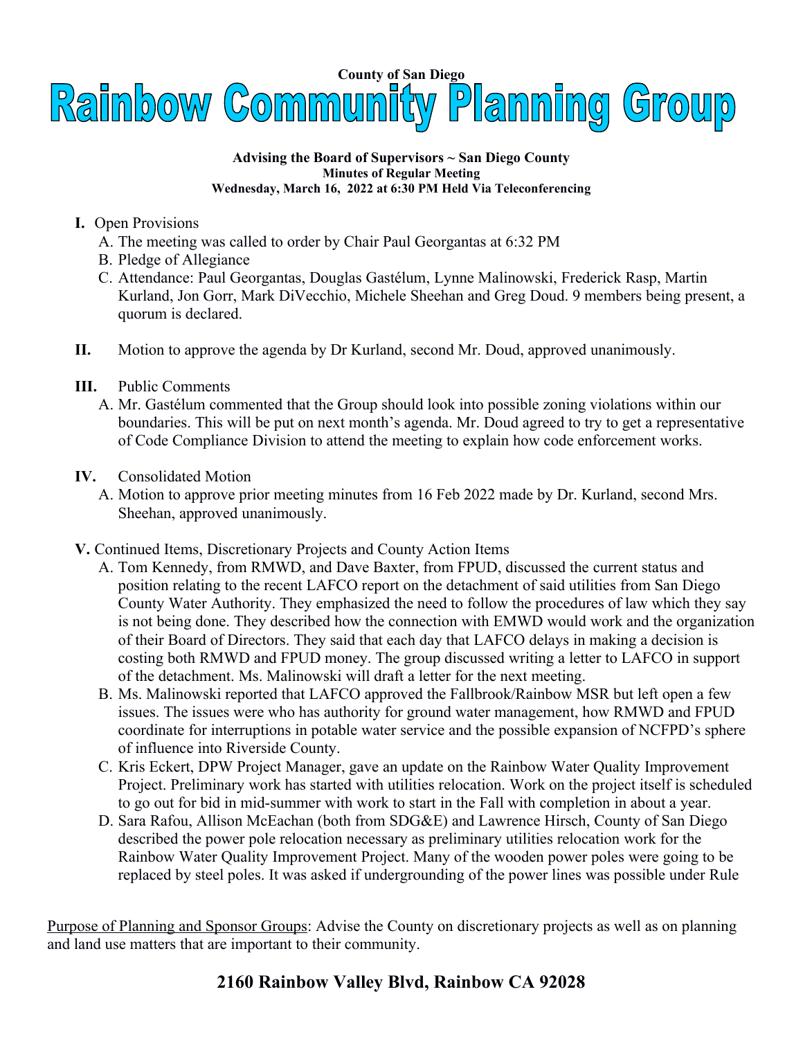County of San Diego

# Rainbow Community Planning Group

**Advising the Board of Supervisors ~ San Diego County**
**Minutes of Regular Meeting**
**Wednesday, March 16, 2022 at 6:30 PM Held Via Teleconferencing**

**I.** Open Provisions

A. The meeting was called to order by Chair Paul Georgantas at 6:32 PM

B. Pledge of Allegiance

C. Attendance: Paul Georgantas, Douglas Gastélum, Lynne Malinowski, Frederick Rasp, Martin Kurland, Jon Gorr, Mark DiVecchio, Michele Sheehan and Greg Doud. 9 members being present, a quorum is declared.

**II.** Motion to approve the agenda by Dr Kurland, second Mr. Doud, approved unanimously.

**III.** Public Comments

A. Mr. Gastélum commented that the Group should look into possible zoning violations within our boundaries. This will be put on next month's agenda. Mr. Doud agreed to try to get a representative of Code Compliance Division to attend the meeting to explain how code enforcement works.

**IV.** Consolidated Motion

A. Motion to approve prior meeting minutes from 16 Feb 2022 made by Dr. Kurland, second Mrs. Sheehan, approved unanimously.

**V.** Continued Items, Discretionary Projects and County Action Items

A. Tom Kennedy, from RMWD, and Dave Baxter, from FPUD, discussed the current status and position relating to the recent LAFCO report on the detachment of said utilities from San Diego County Water Authority. They emphasized the need to follow the procedures of law which they say is not being done. They described how the connection with EMWD would work and the organization of their Board of Directors. They said that each day that LAFCO delays in making a decision is costing both RMWD and FPUD money. The group discussed writing a letter to LAFCO in support of the detachment. Ms. Malinowski will draft a letter for the next meeting.

B. Ms. Malinowski reported that LAFCO approved the Fallbrook/Rainbow MSR but left open a few issues. The issues were who has authority for ground water management, how RMWD and FPUD coordinate for interruptions in potable water service and the possible expansion of NCFPD's sphere of influence into Riverside County.

C. Kris Eckert, DPW Project Manager, gave an update on the Rainbow Water Quality Improvement Project. Preliminary work has started with utilities relocation. Work on the project itself is scheduled to go out for bid in mid-summer with work to start in the Fall with completion in about a year.

D. Sara Rafou, Allison McEachan (both from SDG&E) and Lawrence Hirsch, County of San Diego described the power pole relocation necessary as preliminary utilities relocation work for the Rainbow Water Quality Improvement Project. Many of the wooden power poles were going to be replaced by steel poles. It was asked if undergrounding of the power lines was possible under Rule

Purpose of Planning and Sponsor Groups: Advise the County on discretionary projects as well as on planning and land use matters that are important to their community.

**2160 Rainbow Valley Blvd, Rainbow CA 92028**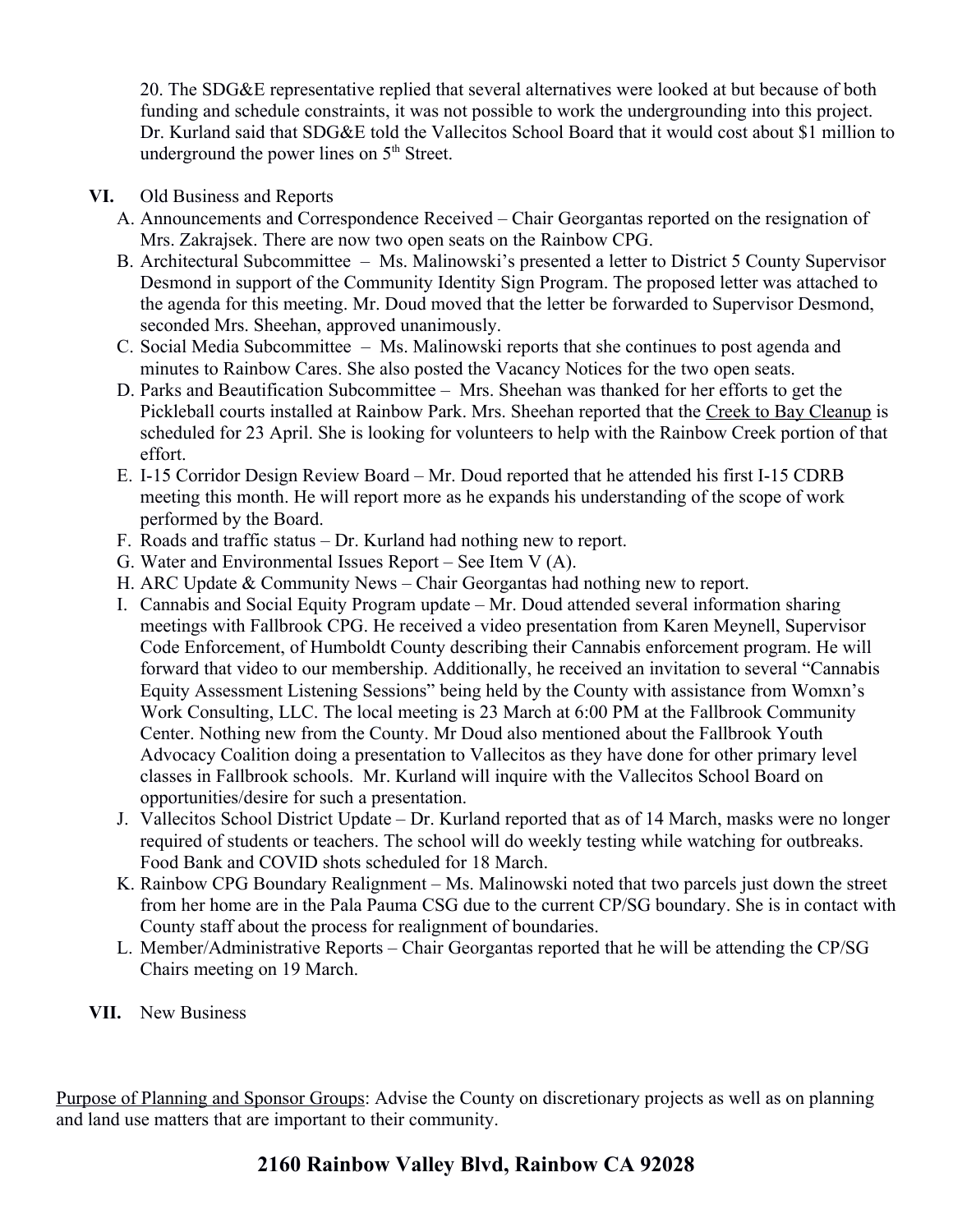20. The SDG&E representative replied that several alternatives were looked at but because of both funding and schedule constraints, it was not possible to work the undergrounding into this project. Dr. Kurland said that SDG&E told the Vallecitos School Board that it would cost about $1 million to underground the power lines on 5th Street.

**VI.** Old Business and Reports

A. Announcements and Correspondence Received – Chair Georgantas reported on the resignation of Mrs. Zakrajsek. There are now two open seats on the Rainbow CPG.

B. Architectural Subcommittee – Ms. Malinowski's presented a letter to District 5 County Supervisor Desmond in support of the Community Identity Sign Program. The proposed letter was attached to the agenda for this meeting. Mr. Doud moved that the letter be forwarded to Supervisor Desmond, seconded Mrs. Sheehan, approved unanimously.

C. Social Media Subcommittee – Ms. Malinowski reports that she continues to post agenda and minutes to Rainbow Cares. She also posted the Vacancy Notices for the two open seats.

D. Parks and Beautification Subcommittee – Mrs. Sheehan was thanked for her efforts to get the Pickleball courts installed at Rainbow Park. Mrs. Sheehan reported that the <u>Creek to Bay Cleanup</u> is scheduled for 23 April. She is looking for volunteers to help with the Rainbow Creek portion of that effort.

E. I-15 Corridor Design Review Board – Mr. Doud reported that he attended his first I-15 CDRB meeting this month. He will report more as he expands his understanding of the scope of work performed by the Board.

F. Roads and traffic status – Dr. Kurland had nothing new to report.

G. Water and Environmental Issues Report – See Item V (A).

H. ARC Update & Community News – Chair Georgantas had nothing new to report.

I. Cannabis and Social Equity Program update – Mr. Doud attended several information sharing meetings with Fallbrook CPG. He received a video presentation from Karen Meynell, Supervisor Code Enforcement, of Humboldt County describing their Cannabis enforcement program. He will forward that video to our membership. Additionally, he received an invitation to several "Cannabis Equity Assessment Listening Sessions" being held by the County with assistance from Womxn's Work Consulting, LLC. The local meeting is 23 March at 6:00 PM at the Fallbrook Community Center. Nothing new from the County. Mr Doud also mentioned about the Fallbrook Youth Advocacy Coalition doing a presentation to Vallecitos as they have done for other primary level classes in Fallbrook schools. Mr. Kurland will inquire with the Vallecitos School Board on opportunities/desire for such a presentation.

J. Vallecitos School District Update – Dr. Kurland reported that as of 14 March, masks were no longer required of students or teachers. The school will do weekly testing while watching for outbreaks. Food Bank and COVID shots scheduled for 18 March.

K. Rainbow CPG Boundary Realignment – Ms. Malinowski noted that two parcels just down the street from her home are in the Pala Pauma CSG due to the current CP/SG boundary. She is in contact with County staff about the process for realignment of boundaries.

L. Member/Administrative Reports – Chair Georgantas reported that he will be attending the CP/SG Chairs meeting on 19 March.

**VII.** New Business

<u>Purpose of Planning and Sponsor Groups</u>: Advise the County on discretionary projects as well as on planning and land use matters that are important to their community.

**2160 Rainbow Valley Blvd, Rainbow CA 92028**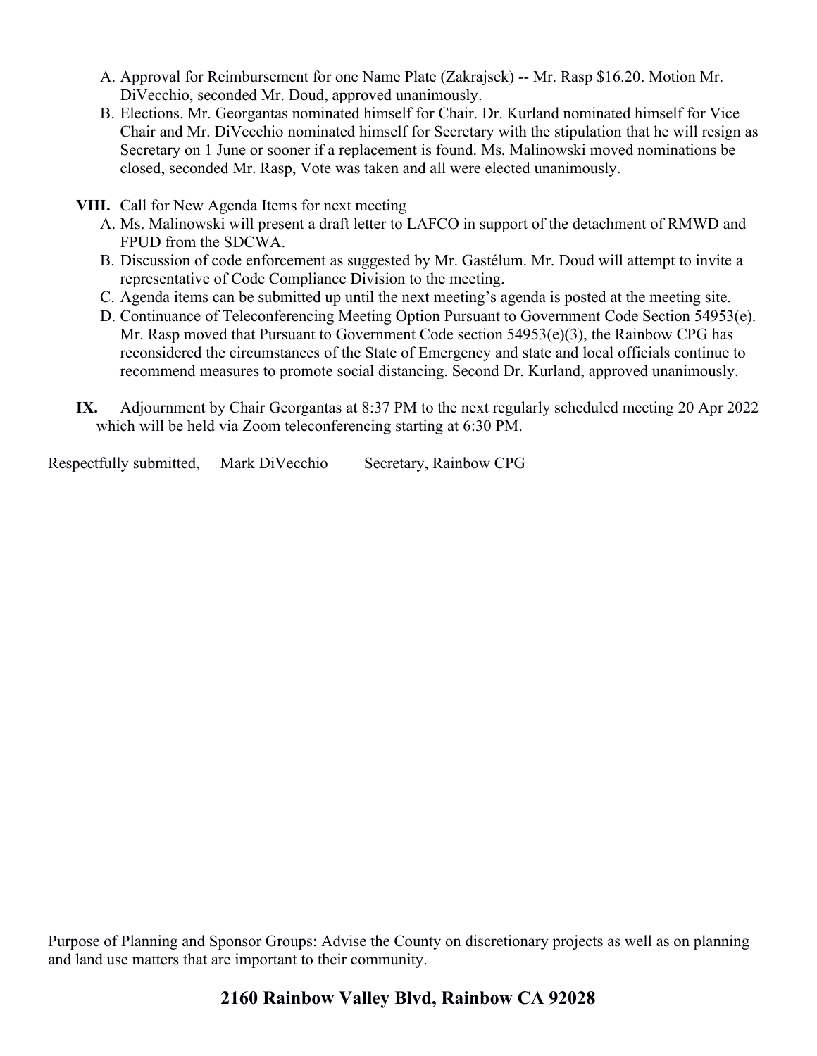A. Approval for Reimbursement for one Name Plate (Zakrajsek) -- Mr. Rasp $16.20. Motion Mr. DiVecchio, seconded Mr. Doud, approved unanimously.
B. Elections. Mr. Georgantas nominated himself for Chair. Dr. Kurland nominated himself for Vice Chair and Mr. DiVecchio nominated himself for Secretary with the stipulation that he will resign as Secretary on 1 June or sooner if a replacement is found. Ms. Malinowski moved nominations be closed, seconded Mr. Rasp, Vote was taken and all were elected unanimously.

**VIII.** Call for New Agenda Items for next meeting

A. Ms. Malinowski will present a draft letter to LAFCO in support of the detachment of RMWD and FPUD from the SDCWA.
B. Discussion of code enforcement as suggested by Mr. Gastélum. Mr. Doud will attempt to invite a representative of Code Compliance Division to the meeting.
C. Agenda items can be submitted up until the next meeting's agenda is posted at the meeting site.
D. Continuance of Teleconferencing Meeting Option Pursuant to Government Code Section 54953(e). Mr. Rasp moved that Pursuant to Government Code section 54953(e)(3), the Rainbow CPG has reconsidered the circumstances of the State of Emergency and state and local officials continue to recommend measures to promote social distancing. Second Dr. Kurland, approved unanimously.

**IX.** Adjournment by Chair Georgantas at 8:37 PM to the next regularly scheduled meeting 20 Apr 2022 which will be held via Zoom teleconferencing starting at 6:30 PM.

Respectfully submitted, Mark DiVecchio Secretary, Rainbow CPG

Purpose of Planning and Sponsor Groups: Advise the County on discretionary projects as well as on planning and land use matters that are important to their community.

**2160 Rainbow Valley Blvd, Rainbow CA 92028**